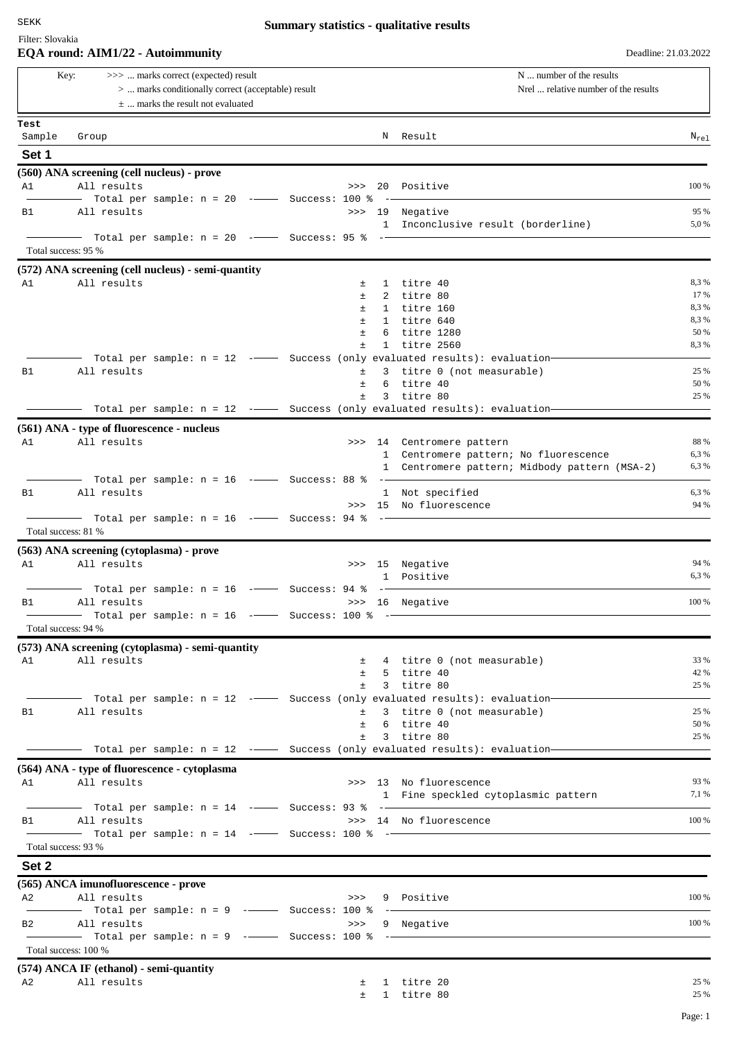SEKK

**Summary statistics - qualitative results**

Filter: Slovakia

**EQA round: AIM1/22 - Autoimmunity**

Deadline: 21.03.2022

| Key: | | |
|---|---|---|
| >>> ... marks correct (expected) result | | N ... number of the results |
| > ... marks conditionally correct (acceptable) result | | Nrel ... relative number of the results |
| ± ... marks the result not evaluated | | |

| Test Sample | Group | | N | Result | $N_{rel}$ |
|---|---|---|---|---|---|

## Set 1

### (560) ANA screening (cell nucleus) - prove

| Sample | Group | | N | Result | $N_{rel}$ |
|---|---|---|---|---|---|
| A1 | All results | >>> | 20 | Positive | 100 % |
| | Total per sample: n = 20 — Success: 100 % | | | | |
| B1 | All results | >>> | 19 | Negative | 95 % |
| | | | 1 | Inconclusive result (borderline) | 5,0 % |
| | Total per sample: n = 20 — Success: 95 % | | | | |

Total success: 95 %

### (572) ANA screening (cell nucleus) - semi-quantity

| Sample | Group | | N | Result | $N_{rel}$ |
|---|---|---|---|---|---|
| A1 | All results | ± | 1 | titre 40 | 8,3 % |
| | | ± | 2 | titre 80 | 17 % |
| | | ± | 1 | titre 160 | 8,3 % |
| | | ± | 1 | titre 640 | 8,3 % |
| | | ± | 6 | titre 1280 | 50 % |
| | | ± | 1 | titre 2560 | 8,3 % |
| | Total per sample: n = 12 — Success (only evaluated results): evaluation | | | | |
| B1 | All results | ± | 3 | titre 0 (not measurable) | 25 % |
| | | ± | 6 | titre 40 | 50 % |
| | | ± | 3 | titre 80 | 25 % |
| | Total per sample: n = 12 — Success (only evaluated results): evaluation | | | | |

### (561) ANA - type of fluorescence - nucleus

| Sample | Group | | N | Result | $N_{rel}$ |
|---|---|---|---|---|---|
| A1 | All results | >>> | 14 | Centromere pattern | 88 % |
| | | | 1 | Centromere pattern; No fluorescence | 6,3 % |
| | | | 1 | Centromere pattern; Midbody pattern (MSA-2) | 6,3 % |
| | Total per sample: n = 16 — Success: 88 % | | | | |
| B1 | All results | | 1 | Not specified | 6,3 % |
| | | >>> | 15 | No fluorescence | 94 % |
| | Total per sample: n = 16 — Success: 94 % | | | | |

Total success: 81 %

### (563) ANA screening (cytoplasma) - prove

| Sample | Group | | N | Result | $N_{rel}$ |
|---|---|---|---|---|---|
| A1 | All results | >>> | 15 | Negative | 94 % |
| | | | 1 | Positive | 6,3 % |
| | Total per sample: n = 16 — Success: 94 % | | | | |
| B1 | All results | >>> | 16 | Negative | 100 % |
| | Total per sample: n = 16 — Success: 100 % | | | | |

Total success: 94 %

### (573) ANA screening (cytoplasma) - semi-quantity

| Sample | Group | | N | Result | $N_{rel}$ |
|---|---|---|---|---|---|
| A1 | All results | ± | 4 | titre 0 (not measurable) | 33 % |
| | | ± | 5 | titre 40 | 42 % |
| | | ± | 3 | titre 80 | 25 % |
| | Total per sample: n = 12 — Success (only evaluated results): evaluation | | | | |
| B1 | All results | ± | 3 | titre 0 (not measurable) | 25 % |
| | | ± | 6 | titre 40 | 50 % |
| | | ± | 3 | titre 80 | 25 % |
| | Total per sample: n = 12 — Success (only evaluated results): evaluation | | | | |

### (564) ANA - type of fluorescence - cytoplasma

| Sample | Group | | N | Result | $N_{rel}$ |
|---|---|---|---|---|---|
| A1 | All results | >>> | 13 | No fluorescence | 93 % |
| | | | 1 | Fine speckled cytoplasmic pattern | 7,1 % |
| | Total per sample: n = 14 — Success: 93 % | | | | |
| B1 | All results | >>> | 14 | No fluorescence | 100 % |
| | Total per sample: n = 14 — Success: 100 % | | | | |

Total success: 93 %

## Set 2

### (565) ANCA imunofluorescence - prove

| Sample | Group | | N | Result | $N_{rel}$ |
|---|---|---|---|---|---|
| A2 | All results | >>> | 9 | Positive | 100 % |
| | Total per sample: n = 9 — Success: 100 % | | | | |
| B2 | All results | >>> | 9 | Negative | 100 % |
| | Total per sample: n = 9 — Success: 100 % | | | | |

Total success: 100 %

### (574) ANCA IF (ethanol) - semi-quantity

| Sample | Group | | N | Result | $N_{rel}$ |
|---|---|---|---|---|---|
| A2 | All results | ± | 1 | titre 20 | 25 % |
| | | ± | 1 | titre 80 | 25 % |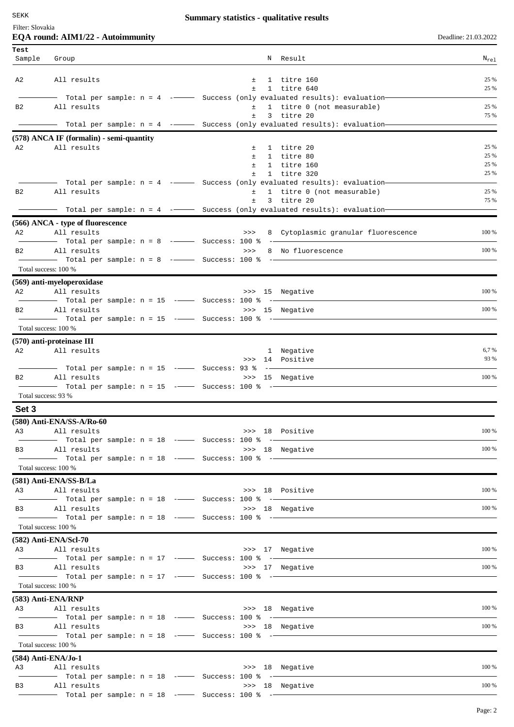| Test Sample | Group | | N | Result | $N_{rel}$ |
|---|---|---|---|---|---|
| A2 | All results | ± | 1 | titre 160 | 25 % |
| | | ± | 1 | titre 640 | 25 % |
| | Total per sample: n = 4 | Success (only evaluated results): evaluation | | | |
| B2 | All results | ± | 1 | titre 0 (not measurable) | 25 % |
| | | ± | 3 | titre 20 | 75 % |
| | Total per sample: n = 4 | Success (only evaluated results): evaluation | | | |

**(578) ANCA IF (formalin) - semi-quantity**

| Sample | Group | | N | Result | $N_{rel}$ |
|---|---|---|---|---|---|
| A2 | All results | ± | 1 | titre 20 | 25 % |
| | | ± | 1 | titre 80 | 25 % |
| | | ± | 1 | titre 160 | 25 % |
| | | ± | 1 | titre 320 | 25 % |
| | Total per sample: n = 4 | Success (only evaluated results): evaluation | | | |
| B2 | All results | ± | 1 | titre 0 (not measurable) | 25 % |
| | | ± | 3 | titre 20 | 75 % |
| | Total per sample: n = 4 | Success (only evaluated results): evaluation | | | |

**(566) ANCA - type of fluorescence**

| Sample | Group | | N | Result | $N_{rel}$ |
|---|---|---|---|---|---|
| A2 | All results | >>> | 8 | Cytoplasmic granular fluorescence | 100 % |
| | Total per sample: n = 8 | Success: 100 % | | | |
| B2 | All results | >>> | 8 | No fluorescence | 100 % |
| | Total per sample: n = 8 | Success: 100 % | | | |

Total success: 100 %

**(569) anti-myeloperoxidase**

| Sample | Group | | N | Result | $N_{rel}$ |
|---|---|---|---|---|---|
| A2 | All results | >>> | 15 | Negative | 100 % |
| | Total per sample: n = 15 | Success: 100 % | | | |
| B2 | All results | >>> | 15 | Negative | 100 % |
| | Total per sample: n = 15 | Success: 100 % | | | |

Total success: 100 %

**(570) anti-proteinase III**

| Sample | Group | | N | Result | $N_{rel}$ |
|---|---|---|---|---|---|
| A2 | All results | | 1 | Negative | 6,7 % |
| | | >>> | 14 | Positive | 93 % |
| | Total per sample: n = 15 | Success: 93 % | | | |
| B2 | All results | >>> | 15 | Negative | 100 % |
| | Total per sample: n = 15 | Success: 100 % | | | |

Total success: 93 %

## Set 3

**(580) Anti-ENA/SS-A/Ro-60**

| Sample | Group | | N | Result | $N_{rel}$ |
|---|---|---|---|---|---|
| A3 | All results | >>> | 18 | Positive | 100 % |
| | Total per sample: n = 18 | Success: 100 % | | | |
| B3 | All results | >>> | 18 | Negative | 100 % |
| | Total per sample: n = 18 | Success: 100 % | | | |

Total success: 100 %

**(581) Anti-ENA/SS-B/La**

| Sample | Group | | N | Result | $N_{rel}$ |
|---|---|---|---|---|---|
| A3 | All results | >>> | 18 | Positive | 100 % |
| | Total per sample: n = 18 | Success: 100 % | | | |
| B3 | All results | >>> | 18 | Negative | 100 % |
| | Total per sample: n = 18 | Success: 100 % | | | |

Total success: 100 %

**(582) Anti-ENA/Scl-70**

| Sample | Group | | N | Result | $N_{rel}$ |
|---|---|---|---|---|---|
| A3 | All results | >>> | 17 | Negative | 100 % |
| | Total per sample: n = 17 | Success: 100 % | | | |
| B3 | All results | >>> | 17 | Negative | 100 % |
| | Total per sample: n = 17 | Success: 100 % | | | |

Total success: 100 %

**(583) Anti-ENA/RNP**

| Sample | Group | | N | Result | $N_{rel}$ |
|---|---|---|---|---|---|
| A3 | All results | >>> | 18 | Negative | 100 % |
| | Total per sample: n = 18 | Success: 100 % | | | |
| B3 | All results | >>> | 18 | Negative | 100 % |
| | Total per sample: n = 18 | Success: 100 % | | | |

Total success: 100 %

**(584) Anti-ENA/Jo-1**

| Sample | Group | | N | Result | $N_{rel}$ |
|---|---|---|---|---|---|
| A3 | All results | >>> | 18 | Negative | 100 % |
| | Total per sample: n = 18 | Success: 100 % | | | |
| B3 | All results | >>> | 18 | Negative | 100 % |
| | Total per sample: n = 18 | Success: 100 % | | | |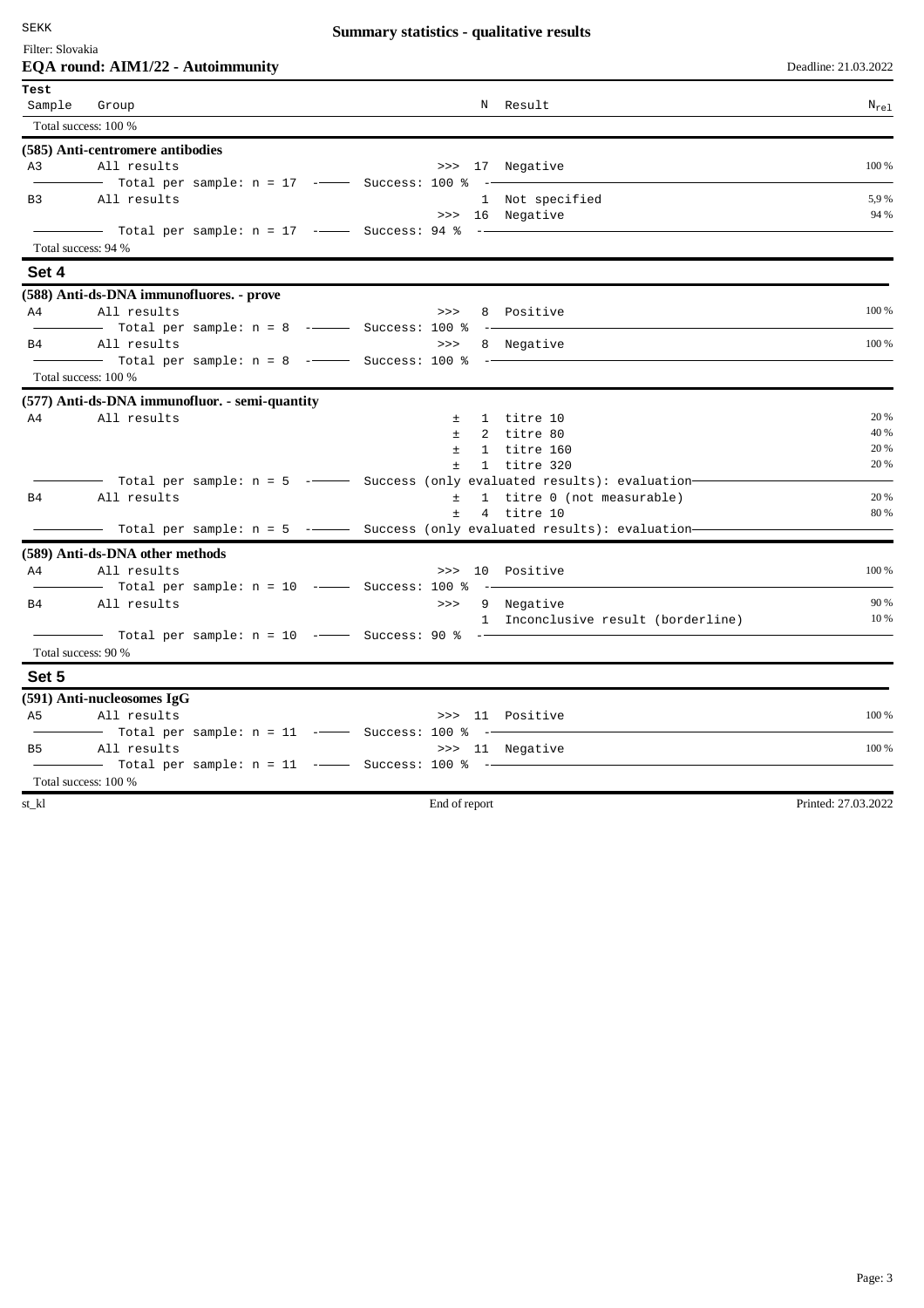SEKK

Filter: Slovakia

## Summary statistics - qualitative results

### EQA round: AIM1/22 - Autoimmunity

Deadline: 21.03.2022

| Test Sample | Group | | N | Result | $N_{rel}$ |
|---|---|---|---|---|---|
| Total success: 100 % | | | | | |

#### (585) Anti-centromere antibodies

| Sample | Group | | N | Result | $N_{rel}$ |
|---|---|---|---|---|---|
| A3 | All results | >>> | 17 | Negative | 100 % |
| | Total per sample: n = 17 | Success: 100 % | | | |
| B3 | All results | | 1 | Not specified | 5,9 % |
| | | >>> | 16 | Negative | 94 % |
| | Total per sample: n = 17 | Success: 94 % | | | |

Total success: 94 %

## Set 4

#### (588) Anti-ds-DNA immunofluores. - prove

| Sample | Group | | N | Result | $N_{rel}$ |
|---|---|---|---|---|---|
| A4 | All results | >>> | 8 | Positive | 100 % |
| | Total per sample: n = 8 | Success: 100 % | | | |
| B4 | All results | >>> | 8 | Negative | 100 % |
| | Total per sample: n = 8 | Success: 100 % | | | |

Total success: 100 %

#### (577) Anti-ds-DNA immunofluor. - semi-quantity

| Sample | Group | | N | Result | $N_{rel}$ |
|---|---|---|---|---|---|
| A4 | All results | ± | 1 | titre 10 | 20 % |
| | | ± | 2 | titre 80 | 40 % |
| | | ± | 1 | titre 160 | 20 % |
| | | ± | 1 | titre 320 | 20 % |
| | Total per sample: n = 5 | Success (only evaluated results): evaluation | | | |
| B4 | All results | ± | 1 | titre 0 (not measurable) | 20 % |
| | | ± | 4 | titre 10 | 80 % |
| | Total per sample: n = 5 | Success (only evaluated results): evaluation | | | |

#### (589) Anti-ds-DNA other methods

| Sample | Group | | N | Result | $N_{rel}$ |
|---|---|---|---|---|---|
| A4 | All results | >>> | 10 | Positive | 100 % |
| | Total per sample: n = 10 | Success: 100 % | | | |
| B4 | All results | >>> | 9 | Negative | 90 % |
| | | | 1 | Inconclusive result (borderline) | 10 % |
| | Total per sample: n = 10 | Success: 90 % | | | |

Total success: 90 %

## Set 5

#### (591) Anti-nucleosomes IgG

| Sample | Group | | N | Result | $N_{rel}$ |
|---|---|---|---|---|---|
| A5 | All results | >>> | 11 | Positive | 100 % |
| | Total per sample: n = 11 | Success: 100 % | | | |
| B5 | All results | >>> | 11 | Negative | 100 % |
| | Total per sample: n = 11 | Success: 100 % | | | |

Total success: 100 %

st_kl

End of report

Printed: 27.03.2022